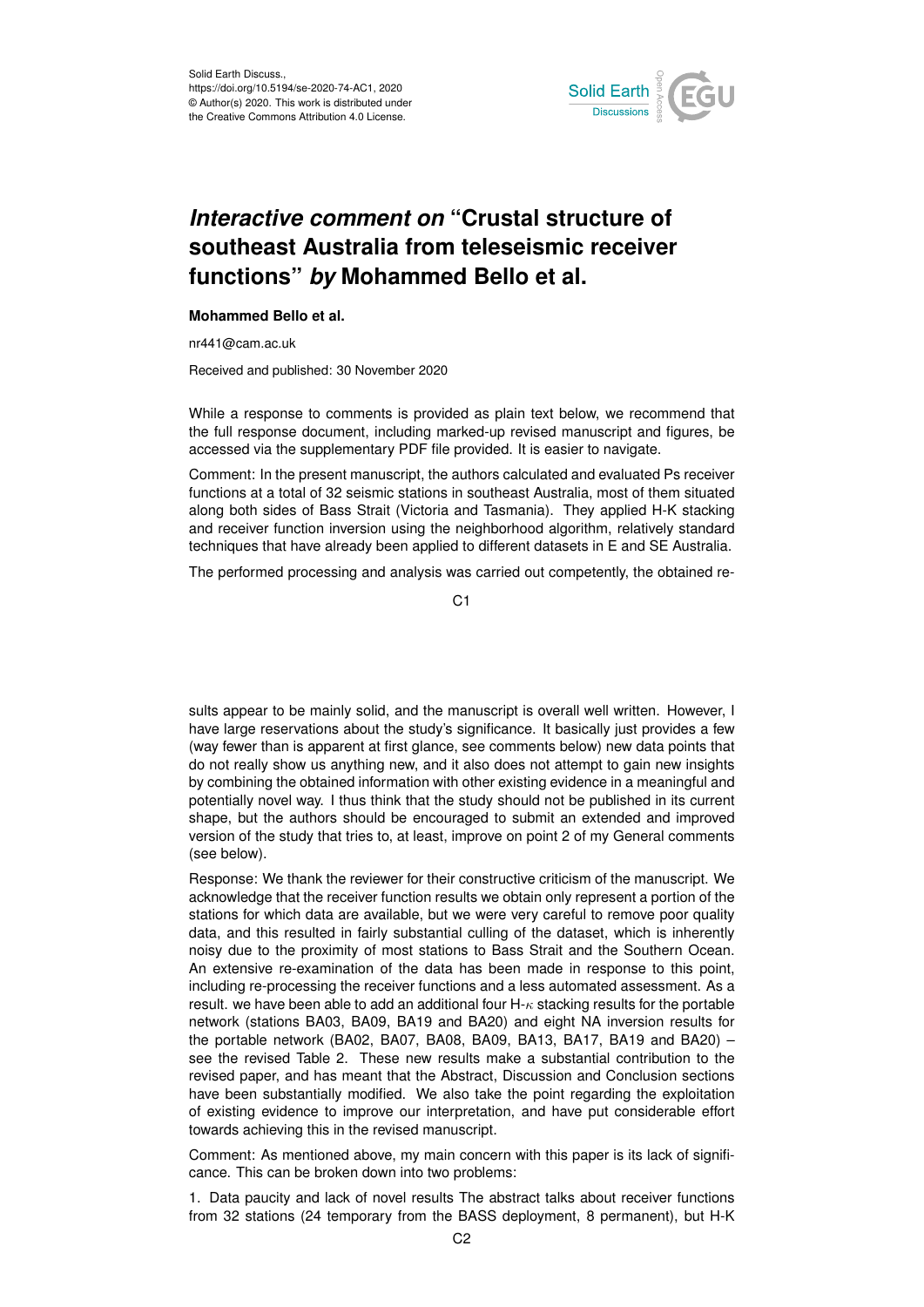Solid Earth Discuss.,
https://doi.org/10.5194/se-2020-74-AC1, 2020
© Author(s) 2020. This work is distributed under
the Creative Commons Attribution 4.0 License.

# *Interactive comment on* "Crustal structure of southeast Australia from teleseismic receiver functions" *by* Mohammed Bello et al.

**Mohammed Bello et al.**

nr441@cam.ac.uk

Received and published: 30 November 2020

While a response to comments is provided as plain text below, we recommend that the full response document, including marked-up revised manuscript and figures, be accessed via the supplementary PDF file provided. It is easier to navigate.

Comment: In the present manuscript, the authors calculated and evaluated Ps receiver functions at a total of 32 seismic stations in southeast Australia, most of them situated along both sides of Bass Strait (Victoria and Tasmania). They applied H-K stacking and receiver function inversion using the neighborhood algorithm, relatively standard techniques that have already been applied to different datasets in E and SE Australia.

The performed processing and analysis was carried out competently, the obtained results appear to be mainly solid, and the manuscript is overall well written. However, I have large reservations about the study's significance. It basically just provides a few (way fewer than is apparent at first glance, see comments below) new data points that do not really show us anything new, and it also does not attempt to gain new insights by combining the obtained information with other existing evidence in a meaningful and potentially novel way. I thus think that the study should not be published in its current shape, but the authors should be encouraged to submit an extended and improved version of the study that tries to, at least, improve on point 2 of my General comments (see below).

Response: We thank the reviewer for their constructive criticism of the manuscript. We acknowledge that the receiver function results we obtain only represent a portion of the stations for which data are available, but we were very careful to remove poor quality data, and this resulted in fairly substantial culling of the dataset, which is inherently noisy due to the proximity of most stations to Bass Strait and the Southern Ocean. An extensive re-examination of the data has been made in response to this point, including re-processing the receiver functions and a less automated assessment. As a result. we have been able to add an additional four H-$\kappa$ stacking results for the portable network (stations BA03, BA09, BA19 and BA20) and eight NA inversion results for the portable network (BA02, BA07, BA08, BA09, BA13, BA17, BA19 and BA20) – see the revised Table 2. These new results make a substantial contribution to the revised paper, and has meant that the Abstract, Discussion and Conclusion sections have been substantially modified. We also take the point regarding the exploitation of existing evidence to improve our interpretation, and have put considerable effort towards achieving this in the revised manuscript.

Comment: As mentioned above, my main concern with this paper is its lack of significance. This can be broken down into two problems:

1. Data paucity and lack of novel results The abstract talks about receiver functions from 32 stations (24 temporary from the BASS deployment, 8 permanent), but H-K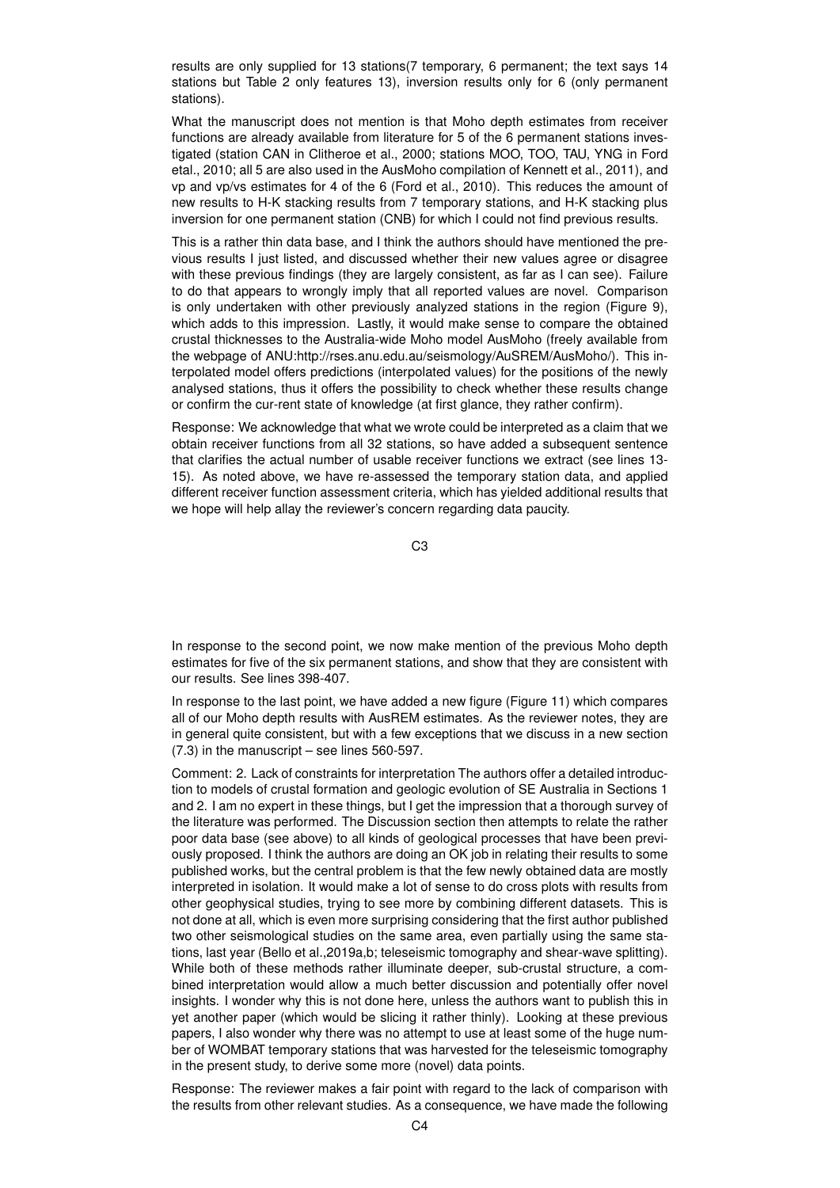results are only supplied for 13 stations(7 temporary, 6 permanent; the text says 14 stations but Table 2 only features 13), inversion results only for 6 (only permanent stations).

What the manuscript does not mention is that Moho depth estimates from receiver functions are already available from literature for 5 of the 6 permanent stations investigated (station CAN in Clitheroe et al., 2000; stations MOO, TOO, TAU, YNG in Ford etal., 2010; all 5 are also used in the AusMoho compilation of Kennett et al., 2011), and vp and vp/vs estimates for 4 of the 6 (Ford et al., 2010). This reduces the amount of new results to H-K stacking results from 7 temporary stations, and H-K stacking plus inversion for one permanent station (CNB) for which I could not find previous results.

This is a rather thin data base, and I think the authors should have mentioned the previous results I just listed, and discussed whether their new values agree or disagree with these previous findings (they are largely consistent, as far as I can see). Failure to do that appears to wrongly imply that all reported values are novel. Comparison is only undertaken with other previously analyzed stations in the region (Figure 9), which adds to this impression. Lastly, it would make sense to compare the obtained crustal thicknesses to the Australia-wide Moho model AusMoho (freely available from the webpage of ANU:http://rses.anu.edu.au/seismology/AuSREM/AusMoho/). This interpolated model offers predictions (interpolated values) for the positions of the newly analysed stations, thus it offers the possibility to check whether these results change or confirm the cur-rent state of knowledge (at first glance, they rather confirm).

Response: We acknowledge that what we wrote could be interpreted as a claim that we obtain receiver functions from all 32 stations, so have added a subsequent sentence that clarifies the actual number of usable receiver functions we extract (see lines 13-15). As noted above, we have re-assessed the temporary station data, and applied different receiver function assessment criteria, which has yielded additional results that we hope will help allay the reviewer's concern regarding data paucity.

In response to the second point, we now make mention of the previous Moho depth estimates for five of the six permanent stations, and show that they are consistent with our results. See lines 398-407.

In response to the last point, we have added a new figure (Figure 11) which compares all of our Moho depth results with AusREM estimates. As the reviewer notes, they are in general quite consistent, but with a few exceptions that we discuss in a new section (7.3) in the manuscript – see lines 560-597.

Comment: 2. Lack of constraints for interpretation The authors offer a detailed introduction to models of crustal formation and geologic evolution of SE Australia in Sections 1 and 2. I am no expert in these things, but I get the impression that a thorough survey of the literature was performed. The Discussion section then attempts to relate the rather poor data base (see above) to all kinds of geological processes that have been previously proposed. I think the authors are doing an OK job in relating their results to some published works, but the central problem is that the few newly obtained data are mostly interpreted in isolation. It would make a lot of sense to do cross plots with results from other geophysical studies, trying to see more by combining different datasets. This is not done at all, which is even more surprising considering that the first author published two other seismological studies on the same area, even partially using the same stations, last year (Bello et al.,2019a,b; teleseismic tomography and shear-wave splitting). While both of these methods rather illuminate deeper, sub-crustal structure, a combined interpretation would allow a much better discussion and potentially offer novel insights. I wonder why this is not done here, unless the authors want to publish this in yet another paper (which would be slicing it rather thinly). Looking at these previous papers, I also wonder why there was no attempt to use at least some of the huge number of WOMBAT temporary stations that was harvested for the teleseismic tomography in the present study, to derive some more (novel) data points.

Response: The reviewer makes a fair point with regard to the lack of comparison with the results from other relevant studies. As a consequence, we have made the following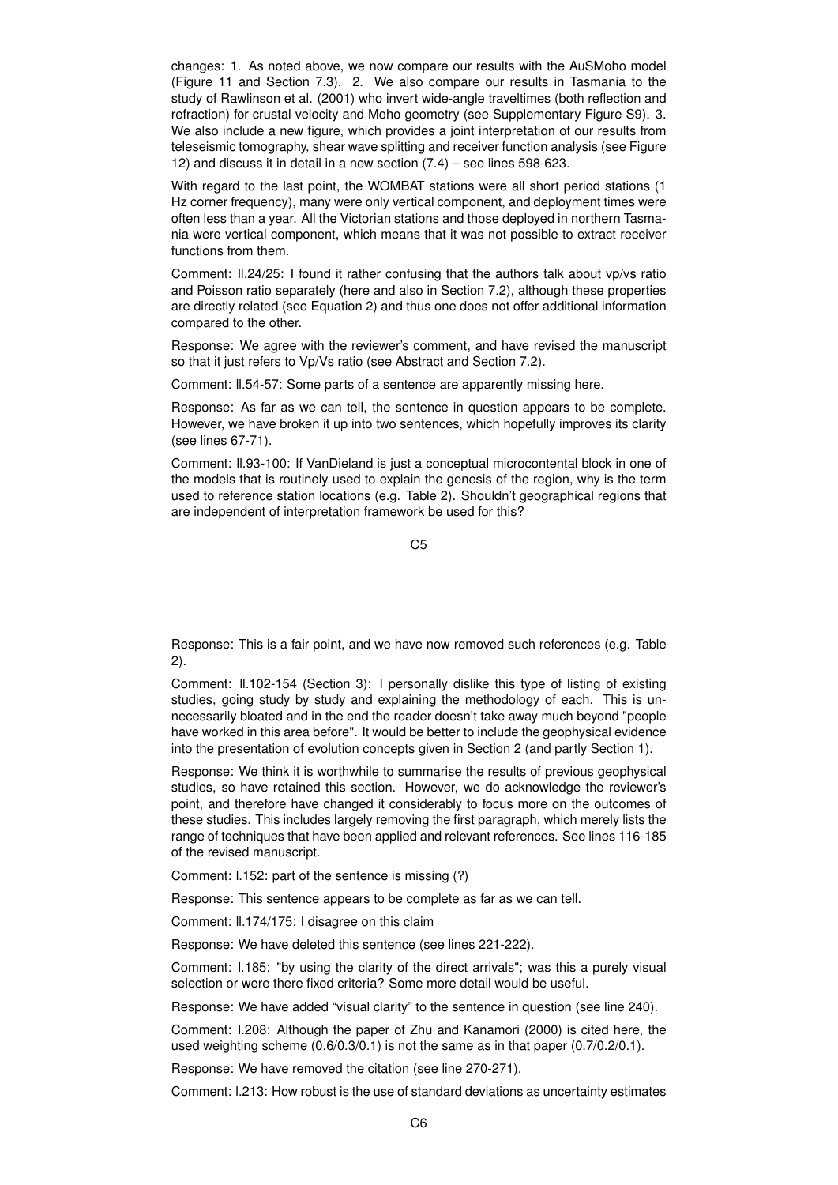changes: 1. As noted above, we now compare our results with the AuSMoho model (Figure 11 and Section 7.3). 2. We also compare our results in Tasmania to the study of Rawlinson et al. (2001) who invert wide-angle traveltimes (both reflection and refraction) for crustal velocity and Moho geometry (see Supplementary Figure S9). 3. We also include a new figure, which provides a joint interpretation of our results from teleseismic tomography, shear wave splitting and receiver function analysis (see Figure 12) and discuss it in detail in a new section (7.4) – see lines 598-623.

With regard to the last point, the WOMBAT stations were all short period stations (1 Hz corner frequency), many were only vertical component, and deployment times were often less than a year. All the Victorian stations and those deployed in northern Tasmania were vertical component, which means that it was not possible to extract receiver functions from them.

Comment: ll.24/25: I found it rather confusing that the authors talk about vp/vs ratio and Poisson ratio separately (here and also in Section 7.2), although these properties are directly related (see Equation 2) and thus one does not offer additional information compared to the other.

Response: We agree with the reviewer's comment, and have revised the manuscript so that it just refers to Vp/Vs ratio (see Abstract and Section 7.2).

Comment: ll.54-57: Some parts of a sentence are apparently missing here.

Response: As far as we can tell, the sentence in question appears to be complete. However, we have broken it up into two sentences, which hopefully improves its clarity (see lines 67-71).

Comment: ll.93-100: If VanDieland is just a conceptual microcontental block in one of the models that is routinely used to explain the genesis of the region, why is the term used to reference station locations (e.g. Table 2). Shouldn't geographical regions that are independent of interpretation framework be used for this?

Response: This is a fair point, and we have now removed such references (e.g. Table 2).

Comment: ll.102-154 (Section 3): I personally dislike this type of listing of existing studies, going study by study and explaining the methodology of each. This is unnecessarily bloated and in the end the reader doesn't take away much beyond "people have worked in this area before". It would be better to include the geophysical evidence into the presentation of evolution concepts given in Section 2 (and partly Section 1).

Response: We think it is worthwhile to summarise the results of previous geophysical studies, so have retained this section. However, we do acknowledge the reviewer's point, and therefore have changed it considerably to focus more on the outcomes of these studies. This includes largely removing the first paragraph, which merely lists the range of techniques that have been applied and relevant references. See lines 116-185 of the revised manuscript.

Comment: l.152: part of the sentence is missing (?)

Response: This sentence appears to be complete as far as we can tell.

Comment: ll.174/175: I disagree on this claim

Response: We have deleted this sentence (see lines 221-222).

Comment: l.185: "by using the clarity of the direct arrivals"; was this a purely visual selection or were there fixed criteria? Some more detail would be useful.

Response: We have added "visual clarity" to the sentence in question (see line 240).

Comment: l.208: Although the paper of Zhu and Kanamori (2000) is cited here, the used weighting scheme (0.6/0.3/0.1) is not the same as in that paper (0.7/0.2/0.1).

Response: We have removed the citation (see line 270-271).

Comment: l.213: How robust is the use of standard deviations as uncertainty estimates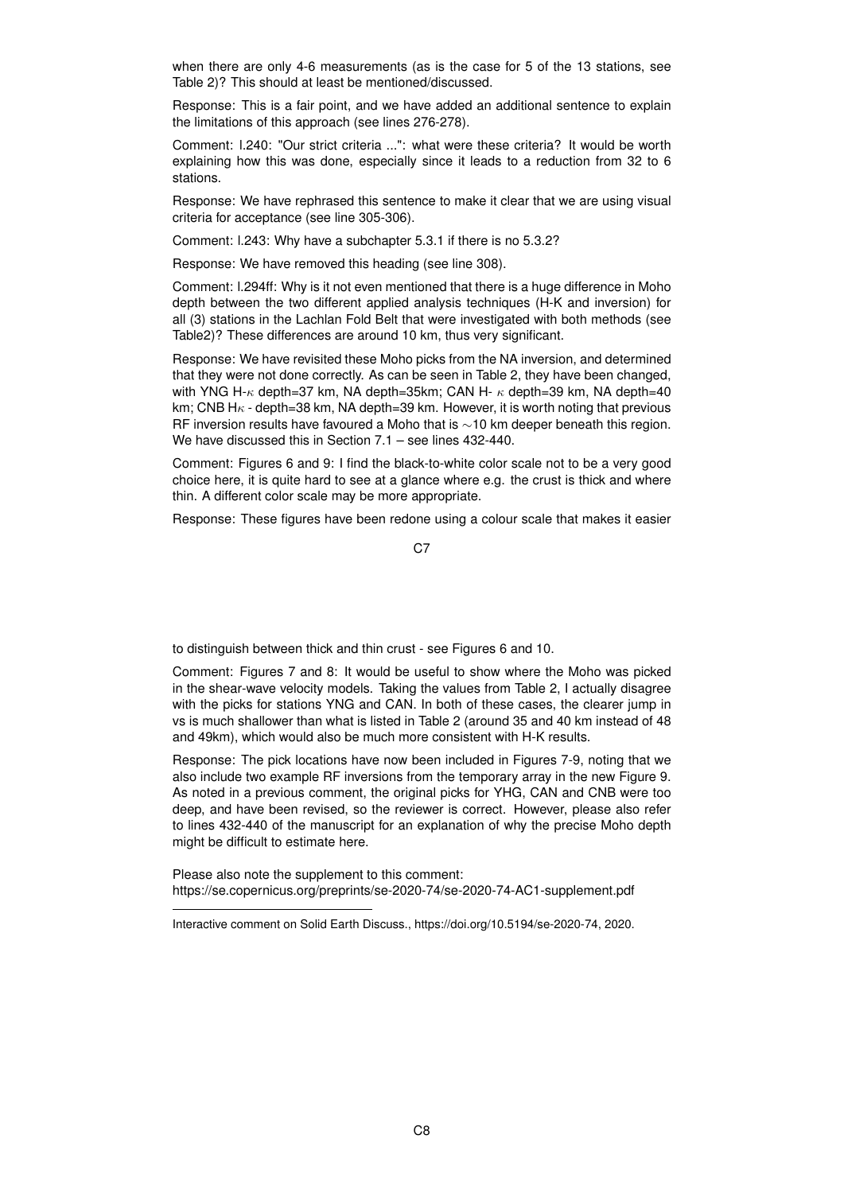when there are only 4-6 measurements (as is the case for 5 of the 13 stations, see Table 2)? This should at least be mentioned/discussed.

Response: This is a fair point, and we have added an additional sentence to explain the limitations of this approach (see lines 276-278).

Comment: l.240: "Our strict criteria ...": what were these criteria? It would be worth explaining how this was done, especially since it leads to a reduction from 32 to 6 stations.

Response: We have rephrased this sentence to make it clear that we are using visual criteria for acceptance (see line 305-306).

Comment: l.243: Why have a subchapter 5.3.1 if there is no 5.3.2?

Response: We have removed this heading (see line 308).

Comment: l.294ff: Why is it not even mentioned that there is a huge difference in Moho depth between the two different applied analysis techniques (H-K and inversion) for all (3) stations in the Lachlan Fold Belt that were investigated with both methods (see Table2)? These differences are around 10 km, thus very significant.

Response: We have revisited these Moho picks from the NA inversion, and determined that they were not done correctly. As can be seen in Table 2, they have been changed, with YNG H-$\kappa$ depth=37 km, NA depth=35km; CAN H- $\kappa$ depth=39 km, NA depth=40 km; CNB H$\kappa$ - depth=38 km, NA depth=39 km. However, it is worth noting that previous RF inversion results have favoured a Moho that is $\sim$10 km deeper beneath this region. We have discussed this in Section 7.1 – see lines 432-440.

Comment: Figures 6 and 9: I find the black-to-white color scale not to be a very good choice here, it is quite hard to see at a glance where e.g. the crust is thick and where thin. A different color scale may be more appropriate.

Response: These figures have been redone using a colour scale that makes it easier to distinguish between thick and thin crust - see Figures 6 and 10.

Comment: Figures 7 and 8: It would be useful to show where the Moho was picked in the shear-wave velocity models. Taking the values from Table 2, I actually disagree with the picks for stations YNG and CAN. In both of these cases, the clearer jump in vs is much shallower than what is listed in Table 2 (around 35 and 40 km instead of 48 and 49km), which would also be much more consistent with H-K results.

Response: The pick locations have now been included in Figures 7-9, noting that we also include two example RF inversions from the temporary array in the new Figure 9. As noted in a previous comment, the original picks for YHG, CAN and CNB were too deep, and have been revised, so the reviewer is correct. However, please also refer to lines 432-440 of the manuscript for an explanation of why the precise Moho depth might be difficult to estimate here.

Please also note the supplement to this comment:
https://se.copernicus.org/preprints/se-2020-74/se-2020-74-AC1-supplement.pdf

Interactive comment on Solid Earth Discuss., https://doi.org/10.5194/se-2020-74, 2020.